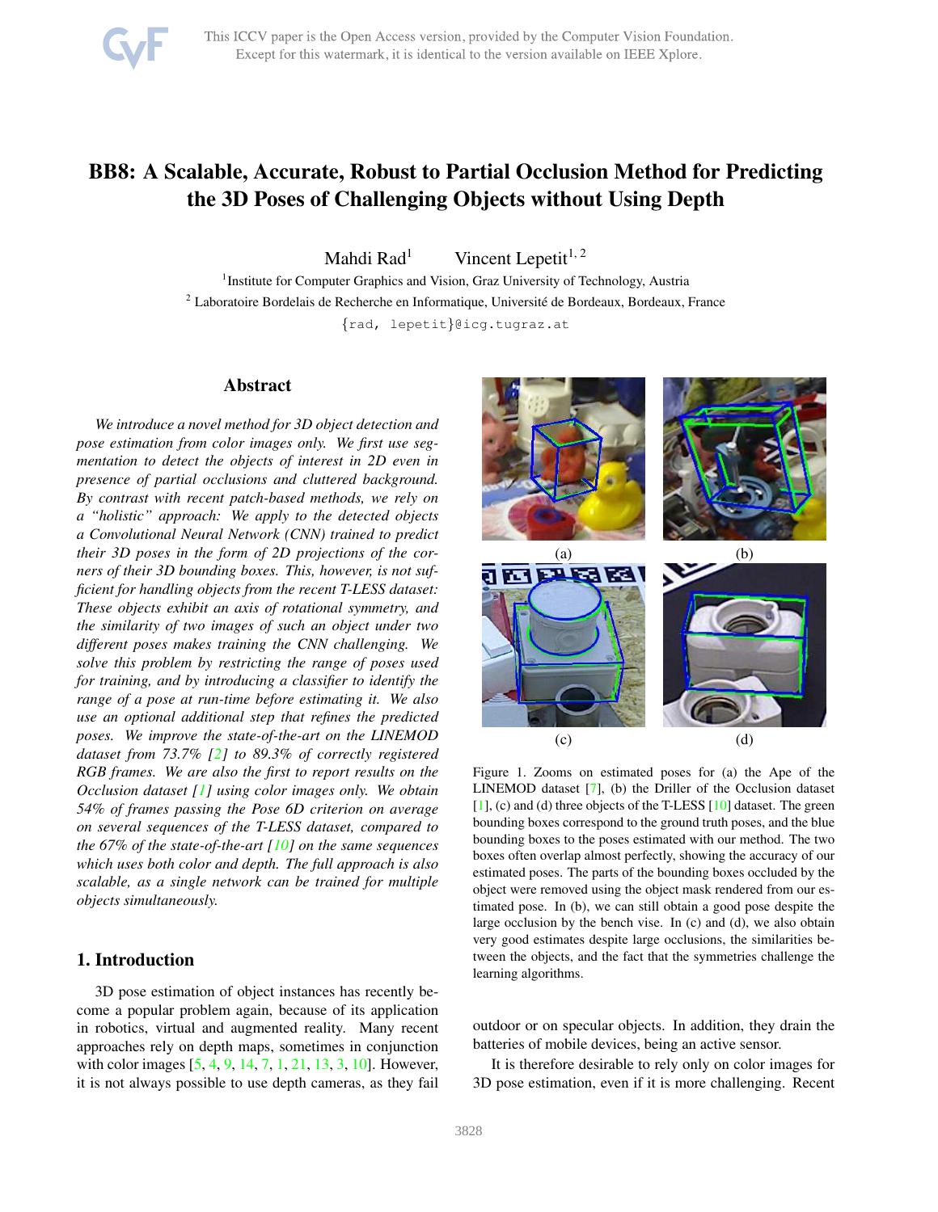# BB8: A Scalable, Accurate, Robust to Partial Occlusion Method for Predicting the 3D Poses of Challenging Objects without Using Depth

Mahdi Rad[1] Vincent Lepetit[1, 2]

[1]Institute for Computer Graphics and Vision, Graz University of Technology, Austria

[2] Laboratoire Bordelais de Recherche en Informatique, Université de Bordeaux, Bordeaux, France

{rad, lepetit}@icg.tugraz.at

## Abstract

*We introduce a novel method for 3D object detection and pose estimation from color images only. We first use segmentation to detect the objects of interest in 2D even in presence of partial occlusions and cluttered background. By contrast with recent patch-based methods, we rely on a "holistic" approach: We apply to the detected objects a Convolutional Neural Network (CNN) trained to predict their 3D poses in the form of 2D projections of the corners of their 3D bounding boxes. This, however, is not sufficient for handling objects from the recent T-LESS dataset: These objects exhibit an axis of rotational symmetry, and the similarity of two images of such an object under two different poses makes training the CNN challenging. We solve this problem by restricting the range of poses used for training, and by introducing a classifier to identify the range of a pose at run-time before estimating it. We also use an optional additional step that refines the predicted poses. We improve the state-of-the-art on the LINEMOD dataset from 73.7% [2] to 89.3% of correctly registered RGB frames. We are also the first to report results on the Occlusion dataset [1] using color images only. We obtain 54% of frames passing the Pose 6D criterion on average on several sequences of the T-LESS dataset, compared to the 67% of the state-of-the-art [10] on the same sequences which uses both color and depth. The full approach is also scalable, as a single network can be trained for multiple objects simultaneously.*

## 1. Introduction

3D pose estimation of object instances has recently become a popular problem again, because of its application in robotics, virtual and augmented reality. Many recent approaches rely on depth maps, sometimes in conjunction with color images [5, 4, 9, 14, 7, 1, 21, 13, 3, 10]. However, it is not always possible to use depth cameras, as they fail outdoor or on specular objects. In addition, they drain the batteries of mobile devices, being an active sensor.

Figure 1. Zooms on estimated poses for (a) the Ape of the LINEMOD dataset [7], (b) the Driller of the Occlusion dataset [1], (c) and (d) three objects of the T-LESS [10] dataset. The green bounding boxes correspond to the ground truth poses, and the blue bounding boxes to the poses estimated with our method. The two boxes often overlap almost perfectly, showing the accuracy of our estimated poses. The parts of the bounding boxes occluded by the object were removed using the object mask rendered from our estimated pose. In (b), we can still obtain a good pose despite the large occlusion by the bench vise. In (c) and (d), we also obtain very good estimates despite large occlusions, the similarities between the objects, and the fact that the symmetries challenge the learning algorithms.

It is therefore desirable to rely only on color images for 3D pose estimation, even if it is more challenging. Recent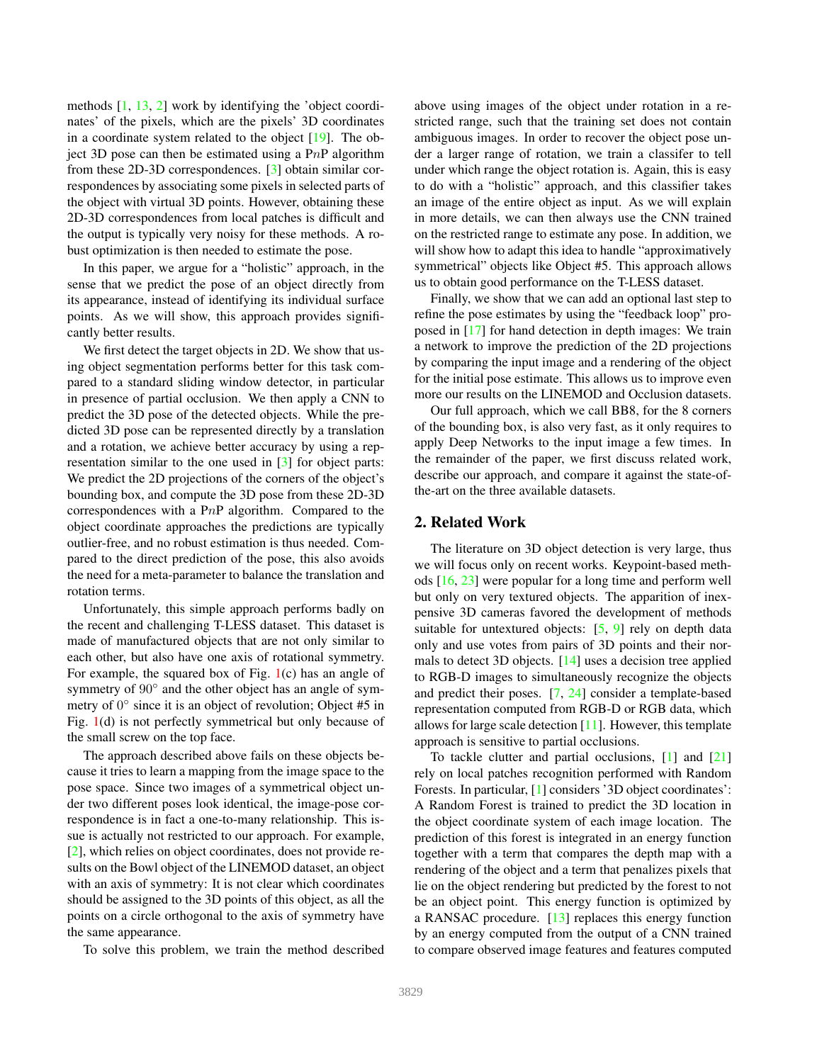methods [1, 13, 2] work by identifying the 'object coordinates' of the pixels, which are the pixels' 3D coordinates in a coordinate system related to the object [19]. The object 3D pose can then be estimated using a P$n$P algorithm from these 2D-3D correspondences. [3] obtain similar correspondences by associating some pixels in selected parts of the object with virtual 3D points. However, obtaining these 2D-3D correspondences from local patches is difficult and the output is typically very noisy for these methods. A robust optimization is then needed to estimate the pose.

In this paper, we argue for a "holistic" approach, in the sense that we predict the pose of an object directly from its appearance, instead of identifying its individual surface points. As we will show, this approach provides significantly better results.

We first detect the target objects in 2D. We show that using object segmentation performs better for this task compared to a standard sliding window detector, in particular in presence of partial occlusion. We then apply a CNN to predict the 3D pose of the detected objects. While the predicted 3D pose can be represented directly by a translation and a rotation, we achieve better accuracy by using a representation similar to the one used in [3] for object parts: We predict the 2D projections of the corners of the object's bounding box, and compute the 3D pose from these 2D-3D correspondences with a P$n$P algorithm. Compared to the object coordinate approaches the predictions are typically outlier-free, and no robust estimation is thus needed. Compared to the direct prediction of the pose, this also avoids the need for a meta-parameter to balance the translation and rotation terms.

Unfortunately, this simple approach performs badly on the recent and challenging T-LESS dataset. This dataset is made of manufactured objects that are not only similar to each other, but also have one axis of rotational symmetry. For example, the squared box of Fig. 1(c) has an angle of symmetry of $90°$ and the other object has an angle of symmetry of $0°$ since it is an object of revolution; Object #5 in Fig. 1(d) is not perfectly symmetrical but only because of the small screw on the top face.

The approach described above fails on these objects because it tries to learn a mapping from the image space to the pose space. Since two images of a symmetrical object under two different poses look identical, the image-pose correspondence is in fact a one-to-many relationship. This issue is actually not restricted to our approach. For example, [2], which relies on object coordinates, does not provide results on the Bowl object of the LINEMOD dataset, an object with an axis of symmetry: It is not clear which coordinates should be assigned to the 3D points of this object, as all the points on a circle orthogonal to the axis of symmetry have the same appearance.

To solve this problem, we train the method described above using images of the object under rotation in a restricted range, such that the training set does not contain ambiguous images. In order to recover the object pose under a larger range of rotation, we train a classifer to tell under which range the object rotation is. Again, this is easy to do with a "holistic" approach, and this classifier takes an image of the entire object as input. As we will explain in more details, we can then always use the CNN trained on the restricted range to estimate any pose. In addition, we will show how to adapt this idea to handle "approximatively symmetrical" objects like Object #5. This approach allows us to obtain good performance on the T-LESS dataset.

Finally, we show that we can add an optional last step to refine the pose estimates by using the "feedback loop" proposed in [17] for hand detection in depth images: We train a network to improve the prediction of the 2D projections by comparing the input image and a rendering of the object for the initial pose estimate. This allows us to improve even more our results on the LINEMOD and Occlusion datasets.

Our full approach, which we call BB8, for the 8 corners of the bounding box, is also very fast, as it only requires to apply Deep Networks to the input image a few times. In the remainder of the paper, we first discuss related work, describe our approach, and compare it against the state-of-the-art on the three available datasets.

## 2. Related Work

The literature on 3D object detection is very large, thus we will focus only on recent works. Keypoint-based methods [16, 23] were popular for a long time and perform well but only on very textured objects. The apparition of inexpensive 3D cameras favored the development of methods suitable for untextured objects: [5, 9] rely on depth data only and use votes from pairs of 3D points and their normals to detect 3D objects. [14] uses a decision tree applied to RGB-D images to simultaneously recognize the objects and predict their poses. [7, 24] consider a template-based representation computed from RGB-D or RGB data, which allows for large scale detection [11]. However, this template approach is sensitive to partial occlusions.

To tackle clutter and partial occlusions, [1] and [21] rely on local patches recognition performed with Random Forests. In particular, [1] considers '3D object coordinates': A Random Forest is trained to predict the 3D location in the object coordinate system of each image location. The prediction of this forest is integrated in an energy function together with a term that compares the depth map with a rendering of the object and a term that penalizes pixels that lie on the object rendering but predicted by the forest to not be an object point. This energy function is optimized by a RANSAC procedure. [13] replaces this energy function by an energy computed from the output of a CNN trained to compare observed image features and features computed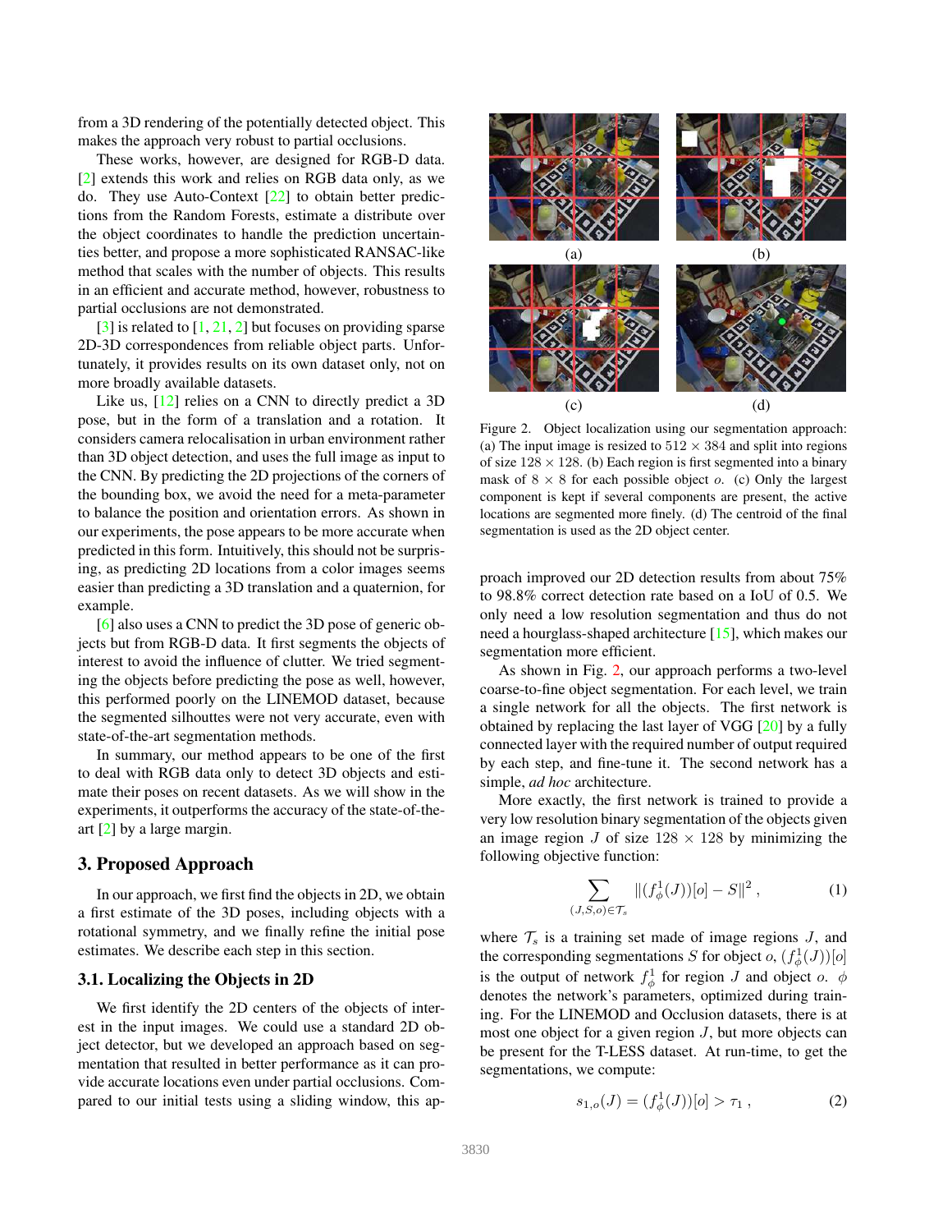from a 3D rendering of the potentially detected object. This makes the approach very robust to partial occlusions.

These works, however, are designed for RGB-D data. [2] extends this work and relies on RGB data only, as we do. They use Auto-Context [22] to obtain better predictions from the Random Forests, estimate a distribute over the object coordinates to handle the prediction uncertainties better, and propose a more sophisticated RANSAC-like method that scales with the number of objects. This results in an efficient and accurate method, however, robustness to partial occlusions are not demonstrated.

[3] is related to [1, 21, 2] but focuses on providing sparse 2D-3D correspondences from reliable object parts. Unfortunately, it provides results on its own dataset only, not on more broadly available datasets.

Like us, [12] relies on a CNN to directly predict a 3D pose, but in the form of a translation and a rotation. It considers camera relocalisation in urban environment rather than 3D object detection, and uses the full image as input to the CNN. By predicting the 2D projections of the corners of the bounding box, we avoid the need for a meta-parameter to balance the position and orientation errors. As shown in our experiments, the pose appears to be more accurate when predicted in this form. Intuitively, this should not be surprising, as predicting 2D locations from a color images seems easier than predicting a 3D translation and a quaternion, for example.

[6] also uses a CNN to predict the 3D pose of generic objects but from RGB-D data. It first segments the objects of interest to avoid the influence of clutter. We tried segmenting the objects before predicting the pose as well, however, this performed poorly on the LINEMOD dataset, because the segmented silhouttes were not very accurate, even with state-of-the-art segmentation methods.

In summary, our method appears to be one of the first to deal with RGB data only to detect 3D objects and estimate their poses on recent datasets. As we will show in the experiments, it outperforms the accuracy of the state-of-the-art [2] by a large margin.

## 3. Proposed Approach

In our approach, we first find the objects in 2D, we obtain a first estimate of the 3D poses, including objects with a rotational symmetry, and we finally refine the initial pose estimates. We describe each step in this section.

### 3.1. Localizing the Objects in 2D

We first identify the 2D centers of the objects of interest in the input images. We could use a standard 2D object detector, but we developed an approach based on segmentation that resulted in better performance as it can provide accurate locations even under partial occlusions. Compared to our initial tests using a sliding window, this approach improved our 2D detection results from about 75% to 98.8% correct detection rate based on a IoU of 0.5. We only need a low resolution segmentation and thus do not need a hourglass-shaped architecture [15], which makes our segmentation more efficient.

Figure 2. Object localization using our segmentation approach: (a) The input image is resized to $512 \times 384$ and split into regions of size $128 \times 128$. (b) Each region is first segmented into a binary mask of $8 \times 8$ for each possible object $o$. (c) Only the largest component is kept if several components are present, the active locations are segmented more finely. (d) The centroid of the final segmentation is used as the 2D object center.

As shown in Fig. 2, our approach performs a two-level coarse-to-fine object segmentation. For each level, we train a single network for all the objects. The first network is obtained by replacing the last layer of VGG [20] by a fully connected layer with the required number of output required by each step, and fine-tune it. The second network has a simple, *ad hoc* architecture.

More exactly, the first network is trained to provide a very low resolution binary segmentation of the objects given an image region $J$ of size $128 \times 128$ by minimizing the following objective function:

$$\sum_{(J,S,o) \in \mathcal{T}_s} \|(f_\phi^1(J))[o] - S\|^2 \,, \tag{1}$$

where $\mathcal{T}_s$ is a training set made of image regions $J$, and the corresponding segmentations $S$ for object $o$, $(f_\phi^1(J))[o]$ is the output of network $f_\phi^1$ for region $J$ and object $o$. $\phi$ denotes the network's parameters, optimized during training. For the LINEMOD and Occlusion datasets, there is at most one object for a given region $J$, but more objects can be present for the T-LESS dataset. At run-time, to get the segmentations, we compute:

$$s_{1,o}(J) = (f_\phi^1(J))[o] > \tau_1 \,, \tag{2}$$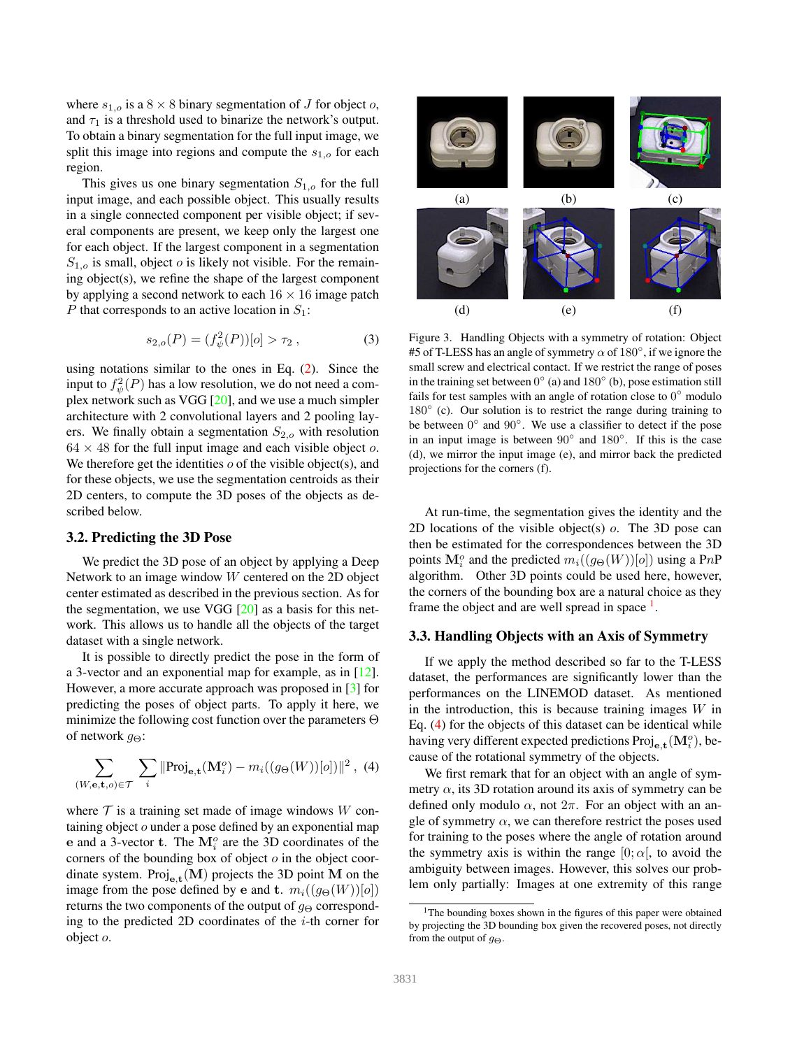where $s_{1,o}$ is a $8 \times 8$ binary segmentation of $J$ for object $o$, and $\tau_1$ is a threshold used to binarize the network's output. To obtain a binary segmentation for the full input image, we split this image into regions and compute the $s_{1,o}$ for each region.

This gives us one binary segmentation $S_{1,o}$ for the full input image, and each possible object. This usually results in a single connected component per visible object; if several components are present, we keep only the largest one for each object. If the largest component in a segmentation $S_{1,o}$ is small, object $o$ is likely not visible. For the remaining object(s), we refine the shape of the largest component by applying a second network to each $16 \times 16$ image patch $P$ that corresponds to an active location in $S_1$:

$$s_{2,o}(P) = (f_\psi^2(P))[o] > \tau_2 \,, \tag{3}$$

using notations similar to the ones in Eq. (2). Since the input to $f_\psi^2(P)$ has a low resolution, we do not need a complex network such as VGG [20], and we use a much simpler architecture with 2 convolutional layers and 2 pooling layers. We finally obtain a segmentation $S_{2,o}$ with resolution $64 \times 48$ for the full input image and each visible object $o$. We therefore get the identities $o$ of the visible object(s), and for these objects, we use the segmentation centroids as their 2D centers, to compute the 3D poses of the objects as described below.

### 3.2. Predicting the 3D Pose

We predict the 3D pose of an object by applying a Deep Network to an image window $W$ centered on the 2D object center estimated as described in the previous section. As for the segmentation, we use VGG [20] as a basis for this network. This allows us to handle all the objects of the target dataset with a single network.

It is possible to directly predict the pose in the form of a 3-vector and an exponential map for example, as in [12]. However, a more accurate approach was proposed in [3] for predicting the poses of object parts. To apply it here, we minimize the following cost function over the parameters $\Theta$ of network $g_\Theta$:

$$\sum_{(W,\mathbf{e},\mathbf{t},o)\in\mathcal{T}} \sum_i \|\text{Proj}_{\mathbf{e},\mathbf{t}}(\mathbf{M}_i^o) - m_i((g_\Theta(W))[o])\|^2 \,, \tag{4}$$

where $\mathcal{T}$ is a training set made of image windows $W$ containing object $o$ under a pose defined by an exponential map $\mathbf{e}$ and a 3-vector $\mathbf{t}$. The $\mathbf{M}_i^o$ are the 3D coordinates of the corners of the bounding box of object $o$ in the object coordinate system. $\text{Proj}_{\mathbf{e},\mathbf{t}}(\mathbf{M})$ projects the 3D point $\mathbf{M}$ on the image from the pose defined by $\mathbf{e}$ and $\mathbf{t}$. $m_i((g_\Theta(W))[o])$ returns the two components of the output of $g_\Theta$ corresponding to the predicted 2D coordinates of the $i$-th corner for object $o$.

Figure 3. Handling Objects with a symmetry of rotation: Object #5 of T-LESS has an angle of symmetry $\alpha$ of $180°$, if we ignore the small screw and electrical contact. If we restrict the range of poses in the training set between $0°$ (a) and $180°$ (b), pose estimation still fails for test samples with an angle of rotation close to $0°$ modulo $180°$ (c). Our solution is to restrict the range during training to be between $0°$ and $90°$. We use a classifier to detect if the pose in an input image is between $90°$ and $180°$. If this is the case (d), we mirror the input image (e), and mirror back the predicted projections for the corners (f).

At run-time, the segmentation gives the identity and the 2D locations of the visible object(s) $o$. The 3D pose can then be estimated for the correspondences between the 3D points $\mathbf{M}_i^o$ and the predicted $m_i((g_\Theta(W))[o])$ using a P$n$P algorithm. Other 3D points could be used here, however, the corners of the bounding box are a natural choice as they frame the object and are well spread in space [1].

### 3.3. Handling Objects with an Axis of Symmetry

If we apply the method described so far to the T-LESS dataset, the performances are significantly lower than the performances on the LINEMOD dataset. As mentioned in the introduction, this is because training images $W$ in Eq. (4) for the objects of this dataset can be identical while having very different expected predictions $\text{Proj}_{\mathbf{e},\mathbf{t}}(\mathbf{M}_i^o)$, because of the rotational symmetry of the objects.

We first remark that for an object with an angle of symmetry $\alpha$, its 3D rotation around its axis of symmetry can be defined only modulo $\alpha$, not $2\pi$. For an object with an angle of symmetry $\alpha$, we can therefore restrict the poses used for training to the poses where the angle of rotation around the symmetry axis is within the range $[0; \alpha[$, to avoid the ambiguity between images. However, this solves our problem only partially: Images at one extremity of this range

[1] The bounding boxes shown in the figures of this paper were obtained by projecting the 3D bounding box given the recovered poses, not directly from the output of $g_\Theta$.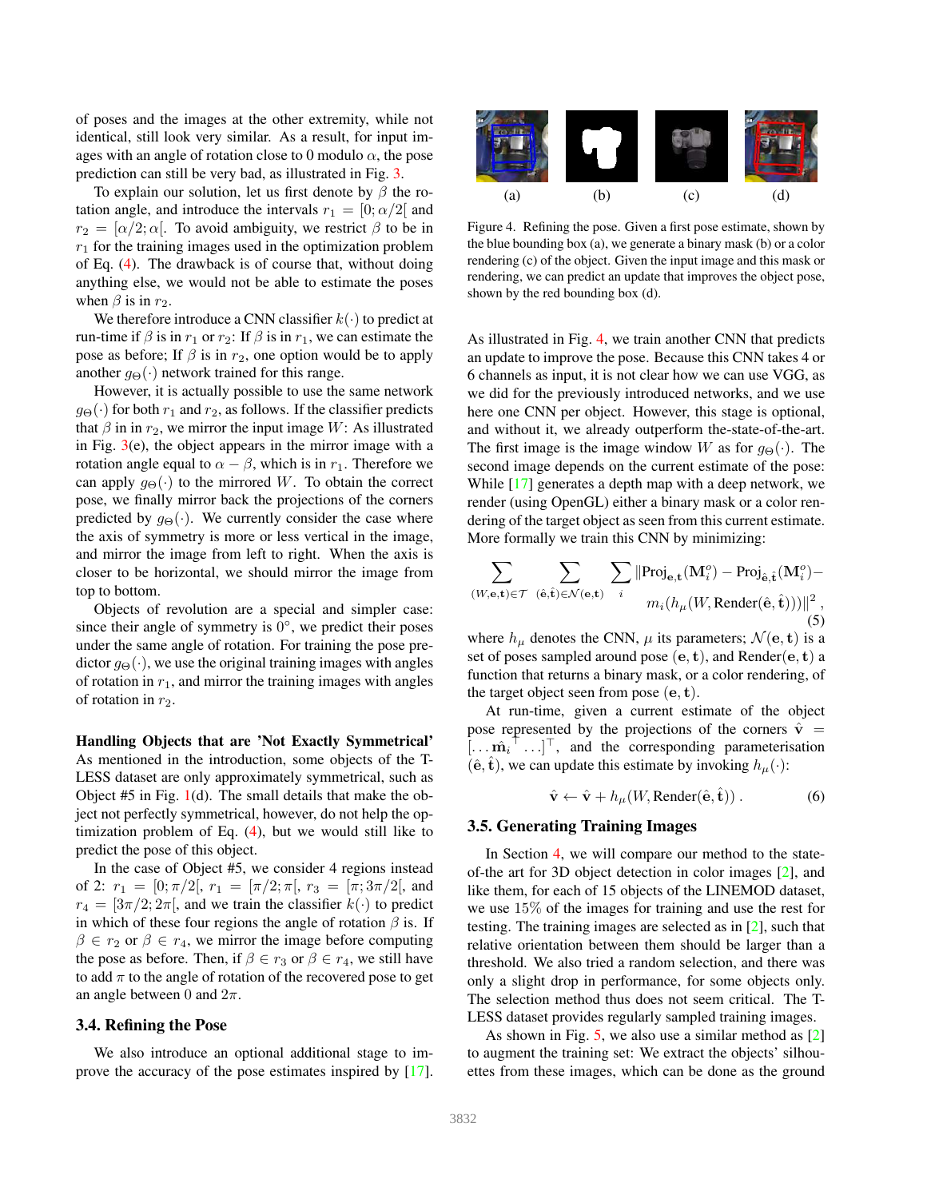of poses and the images at the other extremity, while not identical, still look very similar. As a result, for input images with an angle of rotation close to 0 modulo $\alpha$, the pose prediction can still be very bad, as illustrated in Fig. 3.

To explain our solution, let us first denote by $\beta$ the rotation angle, and introduce the intervals $r_1 = [0; \alpha/2[$ and $r_2 = [\alpha/2; \alpha[$. To avoid ambiguity, we restrict $\beta$ to be in $r_1$ for the training images used in the optimization problem of Eq. (4). The drawback is of course that, without doing anything else, we would not be able to estimate the poses when $\beta$ is in $r_2$.

We therefore introduce a CNN classifier $k(\cdot)$ to predict at run-time if $\beta$ is in $r_1$ or $r_2$: If $\beta$ is in $r_1$, we can estimate the pose as before; If $\beta$ is in $r_2$, one option would be to apply another $g_\Theta(\cdot)$ network trained for this range.

However, it is actually possible to use the same network $g_\Theta(\cdot)$ for both $r_1$ and $r_2$, as follows. If the classifier predicts that $\beta$ in in $r_2$, we mirror the input image $W$: As illustrated in Fig. 3(e), the object appears in the mirror image with a rotation angle equal to $\alpha - \beta$, which is in $r_1$. Therefore we can apply $g_\Theta(\cdot)$ to the mirrored $W$. To obtain the correct pose, we finally mirror back the projections of the corners predicted by $g_\Theta(\cdot)$. We currently consider the case where the axis of symmetry is more or less vertical in the image, and mirror the image from left to right. When the axis is closer to be horizontal, we should mirror the image from top to bottom.

Objects of revolution are a special and simpler case: since their angle of symmetry is $0°$, we predict their poses under the same angle of rotation. For training the pose predictor $g_\Theta(\cdot)$, we use the original training images with angles of rotation in $r_1$, and mirror the training images with angles of rotation in $r_2$.

**Handling Objects that are 'Not Exactly Symmetrical'** As mentioned in the introduction, some objects of the T-LESS dataset are only approximately symmetrical, such as Object #5 in Fig. 1(d). The small details that make the object not perfectly symmetrical, however, do not help the optimization problem of Eq. (4), but we would still like to predict the pose of this object.

In the case of Object #5, we consider 4 regions instead of 2: $r_1 = [0; \pi/2[$, $r_1 = [\pi/2; \pi[$, $r_3 = [\pi; 3\pi/2[$, and $r_4 = [3\pi/2; 2\pi[$, and we train the classifier $k(\cdot)$ to predict in which of these four regions the angle of rotation $\beta$ is. If $\beta \in r_2$ or $\beta \in r_4$, we mirror the image before computing the pose as before. Then, if $\beta \in r_3$ or $\beta \in r_4$, we still have to add $\pi$ to the angle of rotation of the recovered pose to get an angle between 0 and $2\pi$.

### 3.4. Refining the Pose

We also introduce an optional additional stage to improve the accuracy of the pose estimates inspired by [17].

(a) (b) (c) (d)

Figure 4. Refining the pose. Given a first pose estimate, shown by the blue bounding box (a), we generate a binary mask (b) or a color rendering (c) of the object. Given the input image and this mask or rendering, we can predict an update that improves the object pose, shown by the red bounding box (d).

As illustrated in Fig. 4, we train another CNN that predicts an update to improve the pose. Because this CNN takes 4 or 6 channels as input, it is not clear how we can use VGG, as we did for the previously introduced networks, and we use here one CNN per object. However, this stage is optional, and without it, we already outperform the-state-of-the-art. The first image is the image window $W$ as for $g_\Theta(\cdot)$. The second image depends on the current estimate of the pose: While [17] generates a depth map with a deep network, we render (using OpenGL) either a binary mask or a color rendering of the target object as seen from this current estimate. More formally we train this CNN by minimizing:

$$\sum_{(W,\mathbf{e},\mathbf{t})\in\mathcal{T}} \sum_{(\hat{\mathbf{e}},\hat{\mathbf{t}})\in\mathcal{N}(\mathbf{e},\mathbf{t})} \sum_i \|\text{Proj}_{\mathbf{e},\mathbf{t}}(\mathbf{M}_i^o) - \text{Proj}_{\hat{\mathbf{e}},\hat{\mathbf{t}}}(\mathbf{M}_i^o) - m_i(h_\mu(W, \text{Render}(\hat{\mathbf{e}},\hat{\mathbf{t}})))\|^2 , \tag{5}$$

where $h_\mu$ denotes the CNN, $\mu$ its parameters; $\mathcal{N}(\mathbf{e},\mathbf{t})$ is a set of poses sampled around pose $(\mathbf{e},\mathbf{t})$, and $\text{Render}(\mathbf{e},\mathbf{t})$ a function that returns a binary mask, or a color rendering, of the target object seen from pose $(\mathbf{e},\mathbf{t})$.

At run-time, given a current estimate of the object pose represented by the projections of the corners $\hat{\mathbf{v}} = [\ldots \hat{\mathbf{m}}_i^\top \ldots]^\top$, and the corresponding parameterisation $(\hat{\mathbf{e}},\hat{\mathbf{t}})$, we can update this estimate by invoking $h_\mu(\cdot)$:

$$\hat{\mathbf{v}} \leftarrow \hat{\mathbf{v}} + h_\mu(W, \text{Render}(\hat{\mathbf{e}},\hat{\mathbf{t}})) . \tag{6}$$

### 3.5. Generating Training Images

In Section 4, we will compare our method to the state-of-the-art for 3D object detection in color images [2], and like them, for each of 15 objects of the LINEMOD dataset, we use 15% of the images for training and use the rest for testing. The training images are selected as in [2], such that relative orientation between them should be larger than a threshold. We also tried a random selection, and there was only a slight drop in performance, for some objects only. The selection method thus does not seem critical. The T-LESS dataset provides regularly sampled training images.

As shown in Fig. 5, we also use a similar method as [2] to augment the training set: We extract the objects' silhouettes from these images, which can be done as the ground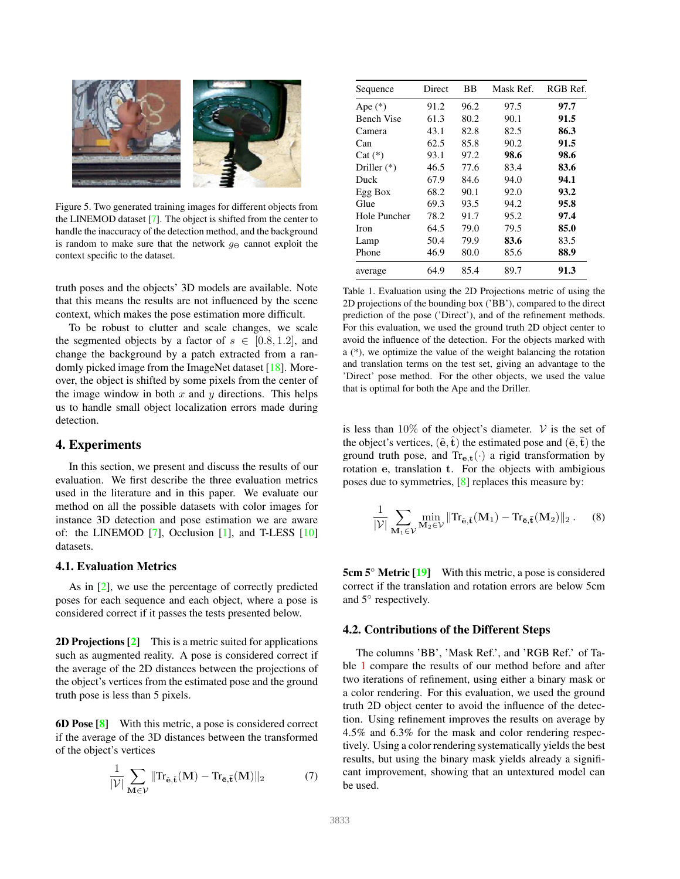Figure 5. Two generated training images for different objects from the LINEMOD dataset [7]. The object is shifted from the center to handle the inaccuracy of the detection method, and the background is random to make sure that the network $g_\Theta$ cannot exploit the context specific to the dataset.

truth poses and the objects' 3D models are available. Note that this means the results are not influenced by the scene context, which makes the pose estimation more difficult.

To be robust to clutter and scale changes, we scale the segmented objects by a factor of $s \in [0.8, 1.2]$, and change the background by a patch extracted from a randomly picked image from the ImageNet dataset [18]. Moreover, the object is shifted by some pixels from the center of the image window in both $x$ and $y$ directions. This helps us to handle small object localization errors made during detection.

## 4. Experiments

In this section, we present and discuss the results of our evaluation. We first describe the three evaluation metrics used in the literature and in this paper. We evaluate our method on all the possible datasets with color images for instance 3D detection and pose estimation we are aware of: the LINEMOD [7], Occlusion [1], and T-LESS [10] datasets.

### 4.1. Evaluation Metrics

As in [2], we use the percentage of correctly predicted poses for each sequence and each object, where a pose is considered correct if it passes the tests presented below.

**2D Projections [2]** This is a metric suited for applications such as augmented reality. A pose is considered correct if the average of the 2D distances between the projections of the object's vertices from the estimated pose and the ground truth pose is less than 5 pixels.

**6D Pose [8]** With this metric, a pose is considered correct if the average of the 3D distances between the transformed of the object's vertices

$$\frac{1}{|\mathcal{V}|}\sum_{\mathbf{M}\in\mathcal{V}} \|\text{Tr}_{\hat{\mathbf{e}},\hat{\mathbf{t}}}(\mathbf{M}) - \text{Tr}_{\bar{\mathbf{e}},\bar{\mathbf{t}}}(\mathbf{M})\|_2 \tag{7}$$

is less than 10% of the object's diameter. $\mathcal{V}$ is the set of the object's vertices, $(\hat{\mathbf{e}}, \hat{\mathbf{t}})$ the estimated pose and $(\bar{\mathbf{e}}, \bar{\mathbf{t}})$ the ground truth pose, and $\text{Tr}_{\mathbf{e},\mathbf{t}}(\cdot)$ a rigid transformation by rotation $\mathbf{e}$, translation $\mathbf{t}$. For the objects with ambigious poses due to symmetries, [8] replaces this measure by:

$$\frac{1}{|\mathcal{V}|}\sum_{\mathbf{M}_1\in\mathcal{V}} \min_{\mathbf{M}_2\in\mathcal{V}} \|\text{Tr}_{\hat{\mathbf{e}},\hat{\mathbf{t}}}(\mathbf{M}_1) - \text{Tr}_{\bar{\mathbf{e}},\bar{\mathbf{t}}}(\mathbf{M}_2)\|_2 \,. \tag{8}$$

**5cm 5° Metric [19]** With this metric, a pose is considered correct if the translation and rotation errors are below 5cm and 5° respectively.

| Sequence | Direct | BB | Mask Ref. | RGB Ref. |
|---|---|---|---|---|
| Ape (*) | 91.2 | 96.2 | 97.5 | **97.7** |
| Bench Vise | 61.3 | 80.2 | 90.1 | **91.5** |
| Camera | 43.1 | 82.8 | 82.5 | **86.3** |
| Can | 62.5 | 85.8 | 90.2 | **91.5** |
| Cat (*) | 93.1 | 97.2 | **98.6** | **98.6** |
| Driller (*) | 46.5 | 77.6 | 83.4 | **83.6** |
| Duck | 67.9 | 84.6 | 94.0 | **94.1** |
| Egg Box | 68.2 | 90.1 | 92.0 | **93.2** |
| Glue | 69.3 | 93.5 | 94.2 | **95.8** |
| Hole Puncher | 78.2 | 91.7 | 95.2 | **97.4** |
| Iron | 64.5 | 79.0 | 79.5 | **85.0** |
| Lamp | 50.4 | 79.9 | **83.6** | 83.5 |
| Phone | 46.9 | 80.0 | 85.6 | **88.9** |
| average | 64.9 | 85.4 | 89.7 | **91.3** |

Table 1. Evaluation using the 2D Projections metric of using the 2D projections of the bounding box ('BB'), compared to the direct prediction of the pose ('Direct'), and of the refinement methods. For this evaluation, we used the ground truth 2D object center to avoid the influence of the detection. For the objects marked with a (*), we optimize the value of the weight balancing the rotation and translation terms on the test set, giving an advantage to the 'Direct' pose method. For the other objects, we used the value that is optimal for both the Ape and the Driller.

### 4.2. Contributions of the Different Steps

The columns 'BB', 'Mask Ref.', and 'RGB Ref.' of Table 1 compare the results of our method before and after two iterations of refinement, using either a binary mask or a color rendering. For this evaluation, we used the ground truth 2D object center to avoid the influence of the detection. Using refinement improves the results on average by 4.5% and 6.3% for the mask and color rendering respectively. Using a color rendering systematically yields the best results, but using the binary mask yields already a significant improvement, showing that an untextured model can be used.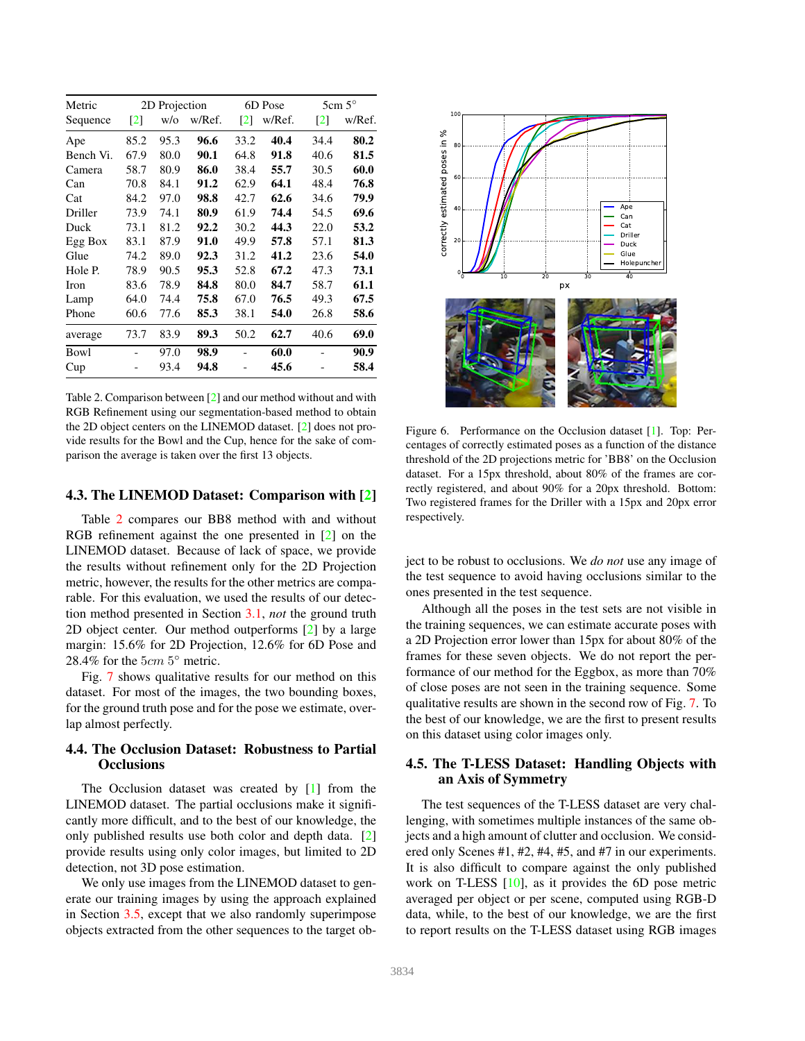| Metric | 2D Projection | | | 6D Pose | | 5cm 5° | |
|---|---|---|---|---|---|---|---|
| Sequence | [2] | w/o | w/Ref. | [2] | w/Ref. | [2] | w/Ref. |
| Ape | 85.2 | 95.3 | **96.6** | 33.2 | **40.4** | 34.4 | **80.2** |
| Bench Vi. | 67.9 | 80.0 | **90.1** | 64.8 | **91.8** | 40.6 | **81.5** |
| Camera | 58.7 | 80.9 | **86.0** | 38.4 | **55.7** | 30.5 | **60.0** |
| Can | 70.8 | 84.1 | **91.2** | 62.9 | **64.1** | 48.4 | **76.8** |
| Cat | 84.2 | 97.0 | **98.8** | 42.7 | **62.6** | 34.6 | **79.9** |
| Driller | 73.9 | 74.1 | **80.9** | 61.9 | **74.4** | 54.5 | **69.6** |
| Duck | 73.1 | 81.2 | **92.2** | 30.2 | **44.3** | 22.0 | **53.2** |
| Egg Box | 83.1 | 87.9 | **91.0** | 49.9 | **57.8** | 57.1 | **81.3** |
| Glue | 74.2 | 89.0 | **92.3** | 31.2 | **41.2** | 23.6 | **54.0** |
| Hole P. | 78.9 | 90.5 | **95.3** | 52.8 | **67.2** | 47.3 | **73.1** |
| Iron | 83.6 | 78.9 | **84.8** | 80.0 | **84.7** | 58.7 | **61.1** |
| Lamp | 64.0 | 74.4 | **75.8** | 67.0 | **76.5** | 49.3 | **67.5** |
| Phone | 60.6 | 77.6 | **85.3** | 38.1 | **54.0** | 26.8 | **58.6** |
| average | 73.7 | 83.9 | **89.3** | 50.2 | **62.7** | 40.6 | **69.0** |
| Bowl | - | 97.0 | **98.9** | - | **60.0** | - | **90.9** |
| Cup | - | 93.4 | **94.8** | - | **45.6** | - | **58.4** |

Table 2. Comparison between [2] and our method without and with RGB Refinement using our segmentation-based method to obtain the 2D object centers on the LINEMOD dataset. [2] does not provide results for the Bowl and the Cup, hence for the sake of comparison the average is taken over the first 13 objects.

Figure 6. Performance on the Occlusion dataset [1]. Top: Percentages of correctly estimated poses as a function of the distance threshold of the 2D projections metric for 'BB8' on the Occlusion dataset. For a 15px threshold, about 80% of the frames are correctly registered, and about 90% for a 20px threshold. Bottom: Two registered frames for the Driller with a 15px and 20px error respectively.

### 4.3. The LINEMOD Dataset: Comparison with [2]

Table 2 compares our BB8 method with and without RGB refinement against the one presented in [2] on the LINEMOD dataset. Because of lack of space, we provide the results without refinement only for the 2D Projection metric, however, the results for the other metrics are comparable. For this evaluation, we used the results of our detection method presented in Section 3.1, *not* the ground truth 2D object center. Our method outperforms [2] by a large margin: 15.6% for 2D Projection, 12.6% for 6D Pose and 28.4% for the $5cm\ 5°$ metric.

Fig. 7 shows qualitative results for our method on this dataset. For most of the images, the two bounding boxes, for the ground truth pose and for the pose we estimate, overlap almost perfectly.

### 4.4. The Occlusion Dataset: Robustness to Partial Occlusions

The Occlusion dataset was created by [1] from the LINEMOD dataset. The partial occlusions make it significantly more difficult, and to the best of our knowledge, the only published results use both color and depth data. [2] provide results using only color images, but limited to 2D detection, not 3D pose estimation.

We only use images from the LINEMOD dataset to generate our training images by using the approach explained in Section 3.5, except that we also randomly superimpose objects extracted from the other sequences to the target object to be robust to occlusions. We *do not* use any image of the test sequence to avoid having occlusions similar to the ones presented in the test sequence.

Although all the poses in the test sets are not visible in the training sequences, we can estimate accurate poses with a 2D Projection error lower than 15px for about 80% of the frames for these seven objects. We do not report the performance of our method for the Eggbox, as more than 70% of close poses are not seen in the training sequence. Some qualitative results are shown in the second row of Fig. 7. To the best of our knowledge, we are the first to present results on this dataset using color images only.

### 4.5. The T-LESS Dataset: Handling Objects with an Axis of Symmetry

The test sequences of the T-LESS dataset are very challenging, with sometimes multiple instances of the same objects and a high amount of clutter and occlusion. We considered only Scenes #1, #2, #4, #5, and #7 in our experiments. It is also difficult to compare against the only published work on T-LESS [10], as it provides the 6D pose metric averaged per object or per scene, computed using RGB-D data, while, to the best of our knowledge, we are the first to report results on the T-LESS dataset using RGB images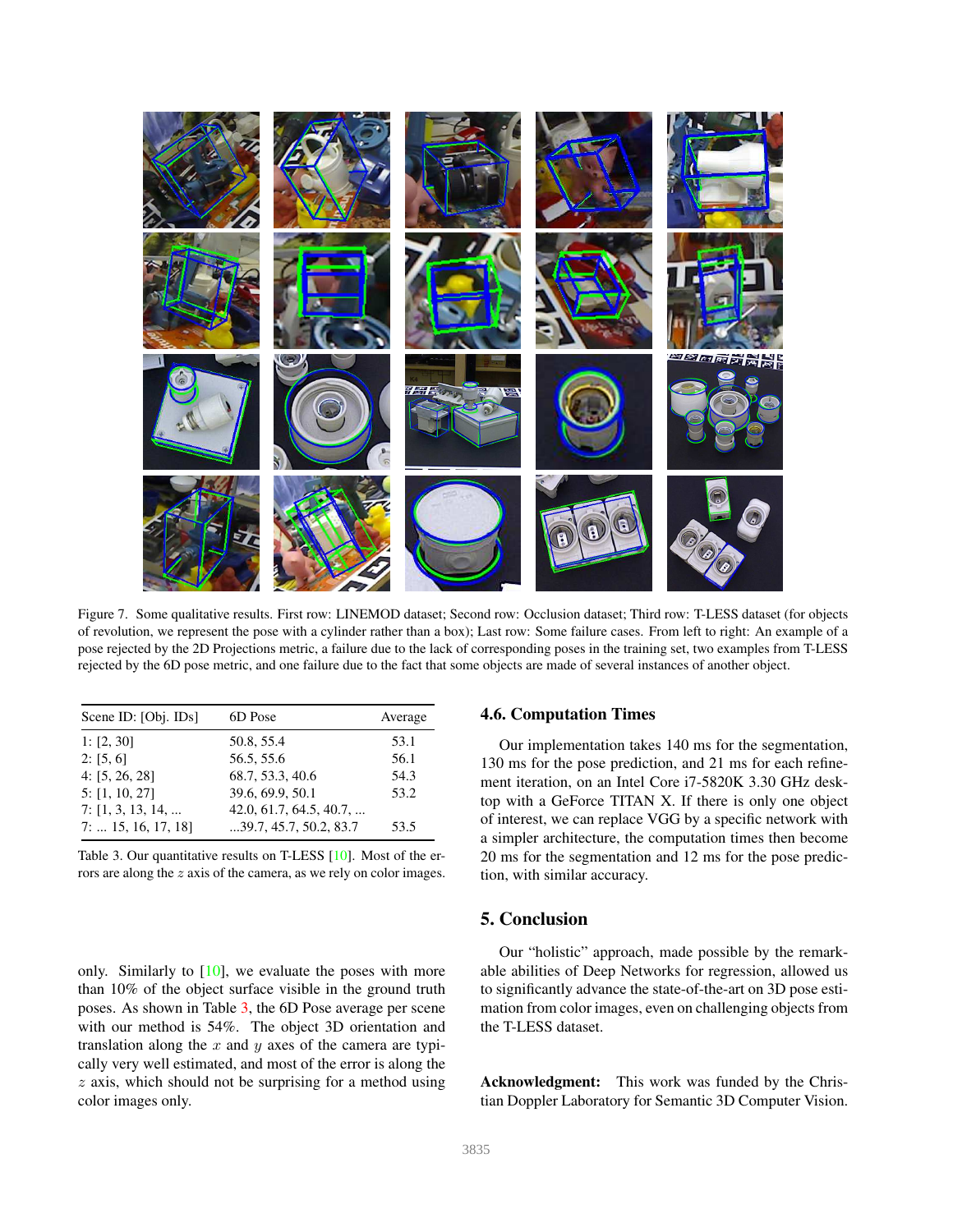Figure 7. Some qualitative results. First row: LINEMOD dataset; Second row: Occlusion dataset; Third row: T-LESS dataset (for objects of revolution, we represent the pose with a cylinder rather than a box); Last row: Some failure cases. From left to right: An example of a pose rejected by the 2D Projections metric, a failure due to the lack of corresponding poses in the training set, two examples from T-LESS rejected by the 6D pose metric, and one failure due to the fact that some objects are made of several instances of another object.

| Scene ID: [Obj. IDs] | 6D Pose | Average |
|---|---|---|
| 1: [2, 30] | 50.8, 55.4 | 53.1 |
| 2: [5, 6] | 56.5, 55.6 | 56.1 |
| 4: [5, 26, 28] | 68.7, 53.3, 40.6 | 54.3 |
| 5: [1, 10, 27] | 39.6, 69.9, 50.1 | 53.2 |
| 7: [1, 3, 13, 14, ... | 42.0, 61.7, 64.5, 40.7, ... | |
| 7: ... 15, 16, 17, 18] | ...39.7, 45.7, 50.2, 83.7 | 53.5 |

Table 3. Our quantitative results on T-LESS [10]. Most of the errors are along the $z$ axis of the camera, as we rely on color images.

only. Similarly to [10], we evaluate the poses with more than 10% of the object surface visible in the ground truth poses. As shown in Table 3, the 6D Pose average per scene with our method is 54%. The object 3D orientation and translation along the $x$ and $y$ axes of the camera are typically very well estimated, and most of the error is along the $z$ axis, which should not be surprising for a method using color images only.

### 4.6. Computation Times

Our implementation takes 140 ms for the segmentation, 130 ms for the pose prediction, and 21 ms for each refinement iteration, on an Intel Core i7-5820K 3.30 GHz desktop with a GeForce TITAN X. If there is only one object of interest, we can replace VGG by a specific network with a simpler architecture, the computation times then become 20 ms for the segmentation and 12 ms for the pose prediction, with similar accuracy.

## 5. Conclusion

Our "holistic" approach, made possible by the remarkable abilities of Deep Networks for regression, allowed us to significantly advance the state-of-the-art on 3D pose estimation from color images, even on challenging objects from the T-LESS dataset.

**Acknowledgment:** This work was funded by the Christian Doppler Laboratory for Semantic 3D Computer Vision.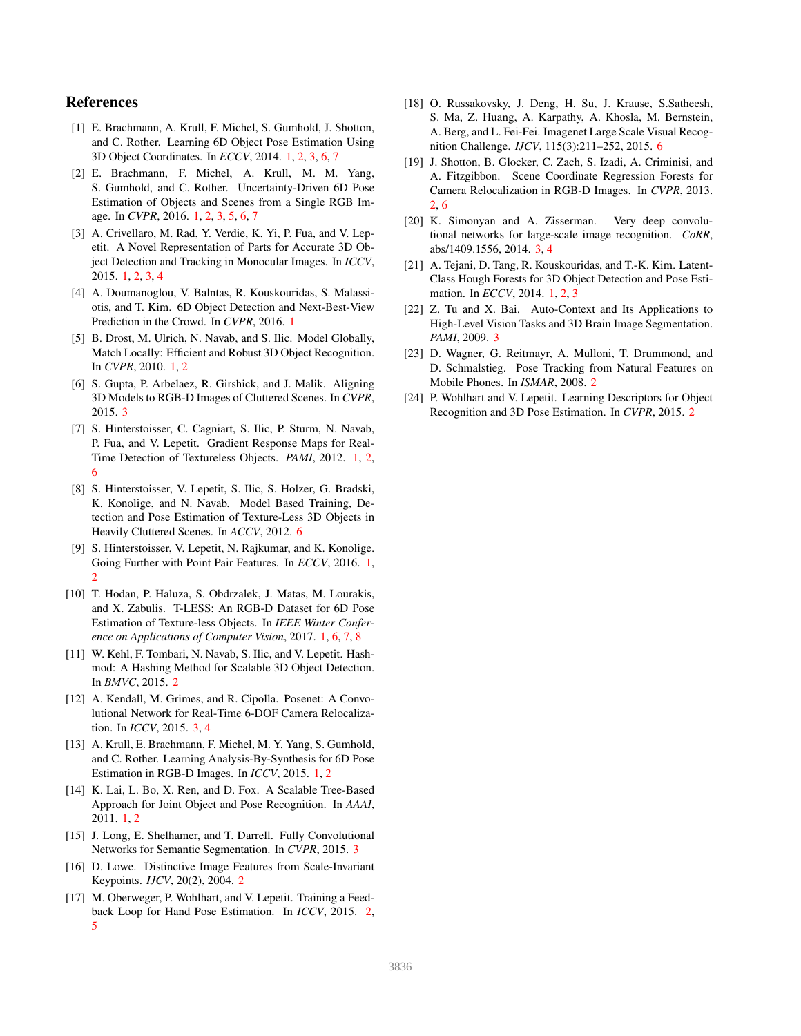# References

[1] E. Brachmann, A. Krull, F. Michel, S. Gumhold, J. Shotton, and C. Rother. Learning 6D Object Pose Estimation Using 3D Object Coordinates. In *ECCV*, 2014. 1, 2, 3, 6, 7

[2] E. Brachmann, F. Michel, A. Krull, M. M. Yang, S. Gumhold, and C. Rother. Uncertainty-Driven 6D Pose Estimation of Objects and Scenes from a Single RGB Image. In *CVPR*, 2016. 1, 2, 3, 5, 6, 7

[3] A. Crivellaro, M. Rad, Y. Verdie, K. Yi, P. Fua, and V. Lepetit. A Novel Representation of Parts for Accurate 3D Object Detection and Tracking in Monocular Images. In *ICCV*, 2015. 1, 2, 3, 4

[4] A. Doumanoglou, V. Balntas, R. Kouskouridas, S. Malassiotis, and T. Kim. 6D Object Detection and Next-Best-View Prediction in the Crowd. In *CVPR*, 2016. 1

[5] B. Drost, M. Ulrich, N. Navab, and S. Ilic. Model Globally, Match Locally: Efficient and Robust 3D Object Recognition. In *CVPR*, 2010. 1, 2

[6] S. Gupta, P. Arbelaez, R. Girshick, and J. Malik. Aligning 3D Models to RGB-D Images of Cluttered Scenes. In *CVPR*, 2015. 3

[7] S. Hinterstoisser, C. Cagniart, S. Ilic, P. Sturm, N. Navab, P. Fua, and V. Lepetit. Gradient Response Maps for Real-Time Detection of Textureless Objects. *PAMI*, 2012. 1, 2, 6

[8] S. Hinterstoisser, V. Lepetit, S. Ilic, S. Holzer, G. Bradski, K. Konolige, and N. Navab. Model Based Training, Detection and Pose Estimation of Texture-Less 3D Objects in Heavily Cluttered Scenes. In *ACCV*, 2012. 6

[9] S. Hinterstoisser, V. Lepetit, N. Rajkumar, and K. Konolige. Going Further with Point Pair Features. In *ECCV*, 2016. 1, 2

[10] T. Hodan, P. Haluza, S. Obdrzalek, J. Matas, M. Lourakis, and X. Zabulis. T-LESS: An RGB-D Dataset for 6D Pose Estimation of Texture-less Objects. In *IEEE Winter Conference on Applications of Computer Vision*, 2017. 1, 6, 7, 8

[11] W. Kehl, F. Tombari, N. Navab, S. Ilic, and V. Lepetit. Hashmod: A Hashing Method for Scalable 3D Object Detection. In *BMVC*, 2015. 2

[12] A. Kendall, M. Grimes, and R. Cipolla. Posenet: A Convolutional Network for Real-Time 6-DOF Camera Relocalization. In *ICCV*, 2015. 3, 4

[13] A. Krull, E. Brachmann, F. Michel, M. Y. Yang, S. Gumhold, and C. Rother. Learning Analysis-By-Synthesis for 6D Pose Estimation in RGB-D Images. In *ICCV*, 2015. 1, 2

[14] K. Lai, L. Bo, X. Ren, and D. Fox. A Scalable Tree-Based Approach for Joint Object and Pose Recognition. In *AAAI*, 2011. 1, 2

[15] J. Long, E. Shelhamer, and T. Darrell. Fully Convolutional Networks for Semantic Segmentation. In *CVPR*, 2015. 3

[16] D. Lowe. Distinctive Image Features from Scale-Invariant Keypoints. *IJCV*, 20(2), 2004. 2

[17] M. Oberweger, P. Wohlhart, and V. Lepetit. Training a Feedback Loop for Hand Pose Estimation. In *ICCV*, 2015. 2, 5

[18] O. Russakovsky, J. Deng, H. Su, J. Krause, S.Satheesh, S. Ma, Z. Huang, A. Karpathy, A. Khosla, M. Bernstein, A. Berg, and L. Fei-Fei. Imagenet Large Scale Visual Recognition Challenge. *IJCV*, 115(3):211–252, 2015. 6

[19] J. Shotton, B. Glocker, C. Zach, S. Izadi, A. Criminisi, and A. Fitzgibbon. Scene Coordinate Regression Forests for Camera Relocalization in RGB-D Images. In *CVPR*, 2013. 2, 6

[20] K. Simonyan and A. Zisserman. Very deep convolutional networks for large-scale image recognition. *CoRR*, abs/1409.1556, 2014. 3, 4

[21] A. Tejani, D. Tang, R. Kouskouridas, and T.-K. Kim. Latent-Class Hough Forests for 3D Object Detection and Pose Estimation. In *ECCV*, 2014. 1, 2, 3

[22] Z. Tu and X. Bai. Auto-Context and Its Applications to High-Level Vision Tasks and 3D Brain Image Segmentation. *PAMI*, 2009. 3

[23] D. Wagner, G. Reitmayr, A. Mulloni, T. Drummond, and D. Schmalstieg. Pose Tracking from Natural Features on Mobile Phones. In *ISMAR*, 2008. 2

[24] P. Wohlhart and V. Lepetit. Learning Descriptors for Object Recognition and 3D Pose Estimation. In *CVPR*, 2015. 2